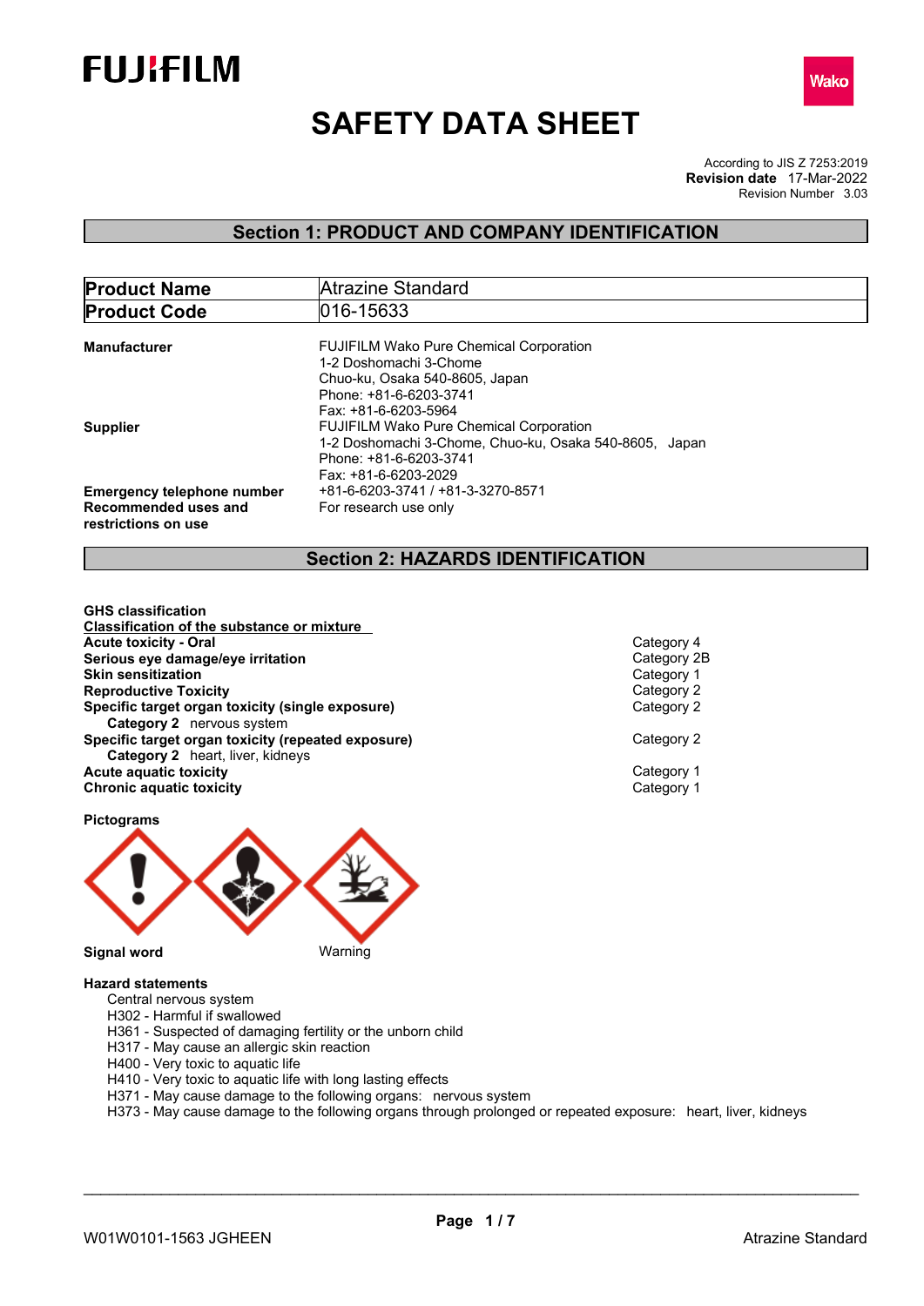FUJIFILM

Wako

# SAFETY DATA SHEET

According to JIS Z 7253:2019
**Revision date** 17-Mar-2022
Revision Number 3.03

## Section 1: PRODUCT AND COMPANY IDENTIFICATION

| **Product Name** | Atrazine Standard |
|---|---|
| **Product Code** | 016-15633 |

**Manufacturer**
FUJIFILM Wako Pure Chemical Corporation
1-2 Doshomachi 3-Chome
Chuo-ku, Osaka 540-8605, Japan
Phone: +81-6-6203-3741
Fax: +81-6-6203-5964

**Supplier**
FUJIFILM Wako Pure Chemical Corporation
1-2 Doshomachi 3-Chome, Chuo-ku, Osaka 540-8605, Japan
Phone: +81-6-6203-3741
Fax: +81-6-6203-2029

**Emergency telephone number** +81-6-6203-3741 / +81-3-3270-8571

**Recommended uses and restrictions on use** For research use only

## Section 2: HAZARDS IDENTIFICATION

**GHS classification**

**Classification of the substance or mixture**

| | |
|---|---|
| **Acute toxicity - Oral** | Category 4 |
| **Serious eye damage/eye irritation** | Category 2B |
| **Skin sensitization** | Category 1 |
| **Reproductive Toxicity** | Category 2 |
| **Specific target organ toxicity (single exposure)** | Category 2 |
| **Category 2** nervous system | |
| **Specific target organ toxicity (repeated exposure)** | Category 2 |
| **Category 2** heart, liver, kidneys | |
| **Acute aquatic toxicity** | Category 1 |
| **Chronic aquatic toxicity** | Category 1 |

**Pictograms**

**Signal word** Warning

**Hazard statements**

Central nervous system
H302 - Harmful if swallowed
H361 - Suspected of damaging fertility or the unborn child
H317 - May cause an allergic skin reaction
H400 - Very toxic to aquatic life
H410 - Very toxic to aquatic life with long lasting effects
H371 - May cause damage to the following organs: nervous system
H373 - May cause damage to the following organs through prolonged or repeated exposure: heart, liver, kidneys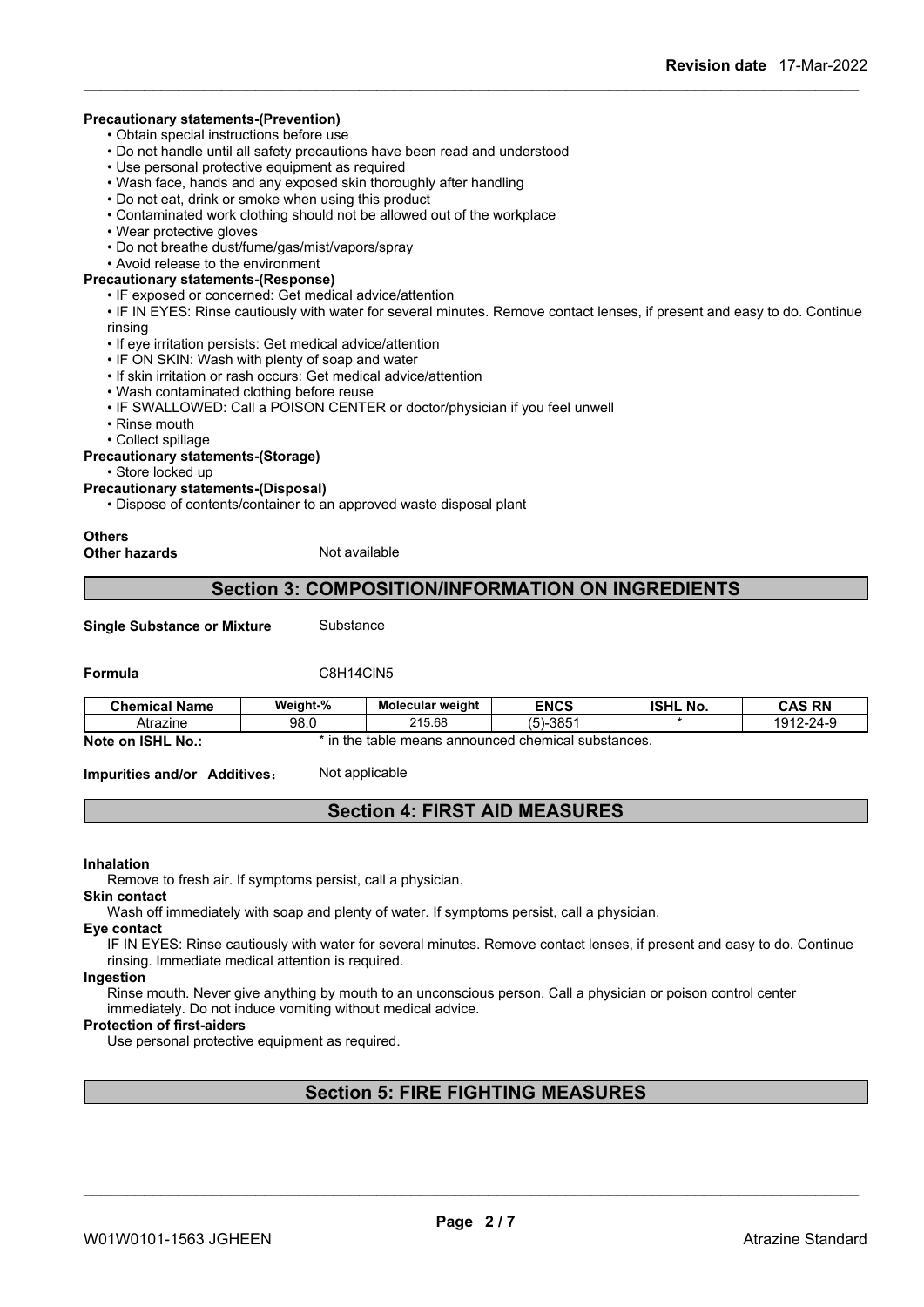**Precautionary statements-(Prevention)**

- Obtain special instructions before use
- Do not handle until all safety precautions have been read and understood
- Use personal protective equipment as required
- Wash face, hands and any exposed skin thoroughly after handling
- Do not eat, drink or smoke when using this product
- Contaminated work clothing should not be allowed out of the workplace
- Wear protective gloves
- Do not breathe dust/fume/gas/mist/vapors/spray
- Avoid release to the environment

**Precautionary statements-(Response)**

- IF exposed or concerned: Get medical advice/attention
- IF IN EYES: Rinse cautiously with water for several minutes. Remove contact lenses, if present and easy to do. Continue rinsing
- If eye irritation persists: Get medical advice/attention
- IF ON SKIN: Wash with plenty of soap and water
- If skin irritation or rash occurs: Get medical advice/attention
- Wash contaminated clothing before reuse
- IF SWALLOWED: Call a POISON CENTER or doctor/physician if you feel unwell
- Rinse mouth
- Collect spillage

**Precautionary statements-(Storage)**

- Store locked up

**Precautionary statements-(Disposal)**

- Dispose of contents/container to an approved waste disposal plant

**Others**

**Other hazards** Not available

## Section 3: COMPOSITION/INFORMATION ON INGREDIENTS

**Single Substance or Mixture** Substance

**Formula** C8H14ClN5

| Chemical Name | Weight-% | Molecular weight | ENCS | ISHL No. | CAS RN |
|---|---|---|---|---|---|
| Atrazine | 98.0 | 215.68 | (5)-3851 | * | 1912-24-9 |

**Note on ISHL No.:** * in the table means announced chemical substances.

**Impurities and/or Additives：** Not applicable

## Section 4: FIRST AID MEASURES

**Inhalation**

Remove to fresh air. If symptoms persist, call a physician.

**Skin contact**

Wash off immediately with soap and plenty of water. If symptoms persist, call a physician.

**Eye contact**

IF IN EYES: Rinse cautiously with water for several minutes. Remove contact lenses, if present and easy to do. Continue rinsing. Immediate medical attention is required.

**Ingestion**

Rinse mouth. Never give anything by mouth to an unconscious person. Call a physician or poison control center immediately. Do not induce vomiting without medical advice.

**Protection of first-aiders**

Use personal protective equipment as required.

## Section 5: FIRE FIGHTING MEASURES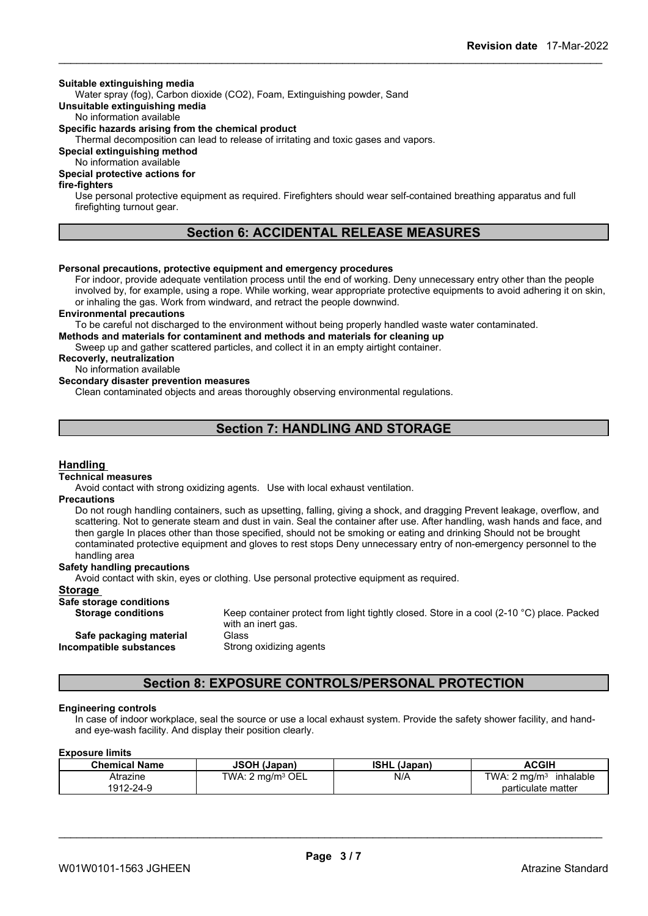**Suitable extinguishing media**

Water spray (fog), Carbon dioxide (CO2), Foam, Extinguishing powder, Sand

**Unsuitable extinguishing media**

No information available

**Specific hazards arising from the chemical product**

Thermal decomposition can lead to release of irritating and toxic gases and vapors.

**Special extinguishing method**

No information available

**Special protective actions for fire-fighters**

Use personal protective equipment as required. Firefighters should wear self-contained breathing apparatus and full firefighting turnout gear.

## Section 6: ACCIDENTAL RELEASE MEASURES

**Personal precautions, protective equipment and emergency procedures**

For indoor, provide adequate ventilation process until the end of working. Deny unnecessary entry other than the people involved by, for example, using a rope. While working, wear appropriate protective equipments to avoid adhering it on skin, or inhaling the gas. Work from windward, and retract the people downwind.

**Environmental precautions**

To be careful not discharged to the environment without being properly handled waste water contaminated.

**Methods and materials for contaminent and methods and materials for cleaning up**

Sweep up and gather scattered particles, and collect it in an empty airtight container.

**Recoverly, neutralization**

No information available

**Secondary disaster prevention measures**

Clean contaminated objects and areas thoroughly observing environmental regulations.

## Section 7: HANDLING AND STORAGE

### Handling

**Technical measures**

Avoid contact with strong oxidizing agents. Use with local exhaust ventilation.

**Precautions**

Do not rough handling containers, such as upsetting, falling, giving a shock, and dragging Prevent leakage, overflow, and scattering. Not to generate steam and dust in vain. Seal the container after use. After handling, wash hands and face, and then gargle In places other than those specified, should not be smoking or eating and drinking Should not be brought contaminated protective equipment and gloves to rest stops Deny unnecessary entry of non-emergency personnel to the handling area

**Safety handling precautions**

Avoid contact with skin, eyes or clothing. Use personal protective equipment as required.

### Storage

**Safe storage conditions**

**Storage conditions** Keep container protect from light tightly closed. Store in a cool (2-10 °C) place. Packed with an inert gas.

**Safe packaging material** Glass

**Incompatible substances** Strong oxidizing agents

## Section 8: EXPOSURE CONTROLS/PERSONAL PROTECTION

**Engineering controls**

In case of indoor workplace, seal the source or use a local exhaust system. Provide the safety shower facility, and hand- and eye-wash facility. And display their position clearly.

**Exposure limits**

| Chemical Name | JSOH (Japan) | ISHL (Japan) | ACGIH |
|---|---|---|---|
| Atrazine<br>1912-24-9 | TWA: 2 mg/m³ OEL | N/A | TWA: 2 mg/m³ inhalable particulate matter |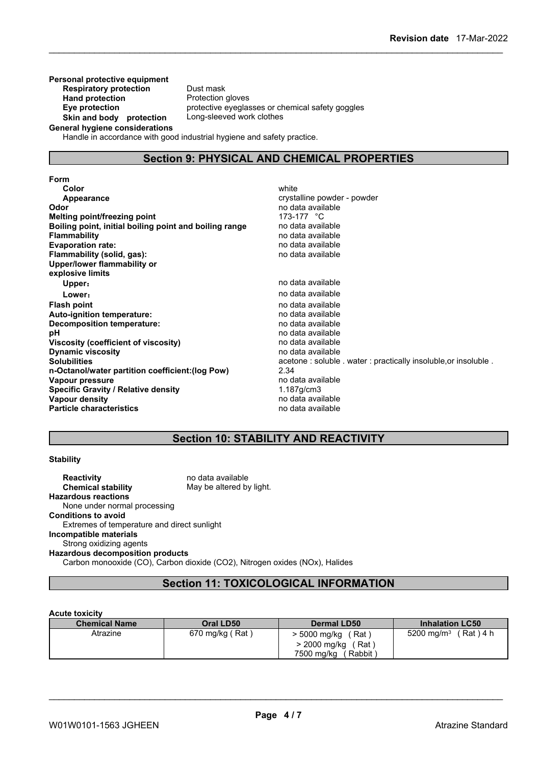**Personal protective equipment**

**Respiratory protection** Dust mask
**Hand protection** Protection gloves
**Eye protection** protective eyeglasses or chemical safety goggles
**Skin and body protection** Long-sleeved work clothes

**General hygiene considerations**

Handle in accordance with good industrial hygiene and safety practice.

## Section 9: PHYSICAL AND CHEMICAL PROPERTIES

**Form**

| | |
|---|---|
| **Color** | white |
| **Appearance** | crystalline powder - powder |
| **Odor** | no data available |
| **Melting point/freezing point** | 173-177 °C |
| **Boiling point, initial boiling point and boiling range** | no data available |
| **Flammability** | no data available |
| **Evaporation rate:** | no data available |
| **Flammability (solid, gas):** | no data available |
| **Upper/lower flammability or explosive limits** | |
| **Upper:** | no data available |
| **Lower:** | no data available |
| **Flash point** | no data available |
| **Auto-ignition temperature:** | no data available |
| **Decomposition temperature:** | no data available |
| **pH** | no data available |
| **Viscosity (coefficient of viscosity)** | no data available |
| **Dynamic viscosity** | no data available |
| **Solubilities** | acetone : soluble . water : practically insoluble,or insoluble . |
| **n-Octanol/water partition coefficient:(log Pow)** | 2.34 |
| **Vapour pressure** | no data available |
| **Specific Gravity / Relative density** | 1.187g/cm3 |
| **Vapour density** | no data available |
| **Particle characteristics** | no data available |

## Section 10: STABILITY AND REACTIVITY

**Stability**

**Reactivity** no data available
**Chemical stability** May be altered by light.

**Hazardous reactions**

None under normal processing

**Conditions to avoid**

Extremes of temperature and direct sunlight

**Incompatible materials**

Strong oxidizing agents

**Hazardous decomposition products**

Carbon monooxide (CO), Carbon dioxide ($CO_2$), Nitrogen oxides (NOx), Halides

## Section 11: TOXICOLOGICAL INFORMATION

**Acute toxicity**

| Chemical Name | Oral LD50 | Dermal LD50 | Inhalation LC50 |
|---|---|---|---|
| Atrazine | 670 mg/kg ( Rat ) | > 5000 mg/kg ( Rat )<br>> 2000 mg/kg ( Rat )<br>7500 mg/kg ( Rabbit ) | 5200 $mg/m^3$ ( Rat ) 4 h |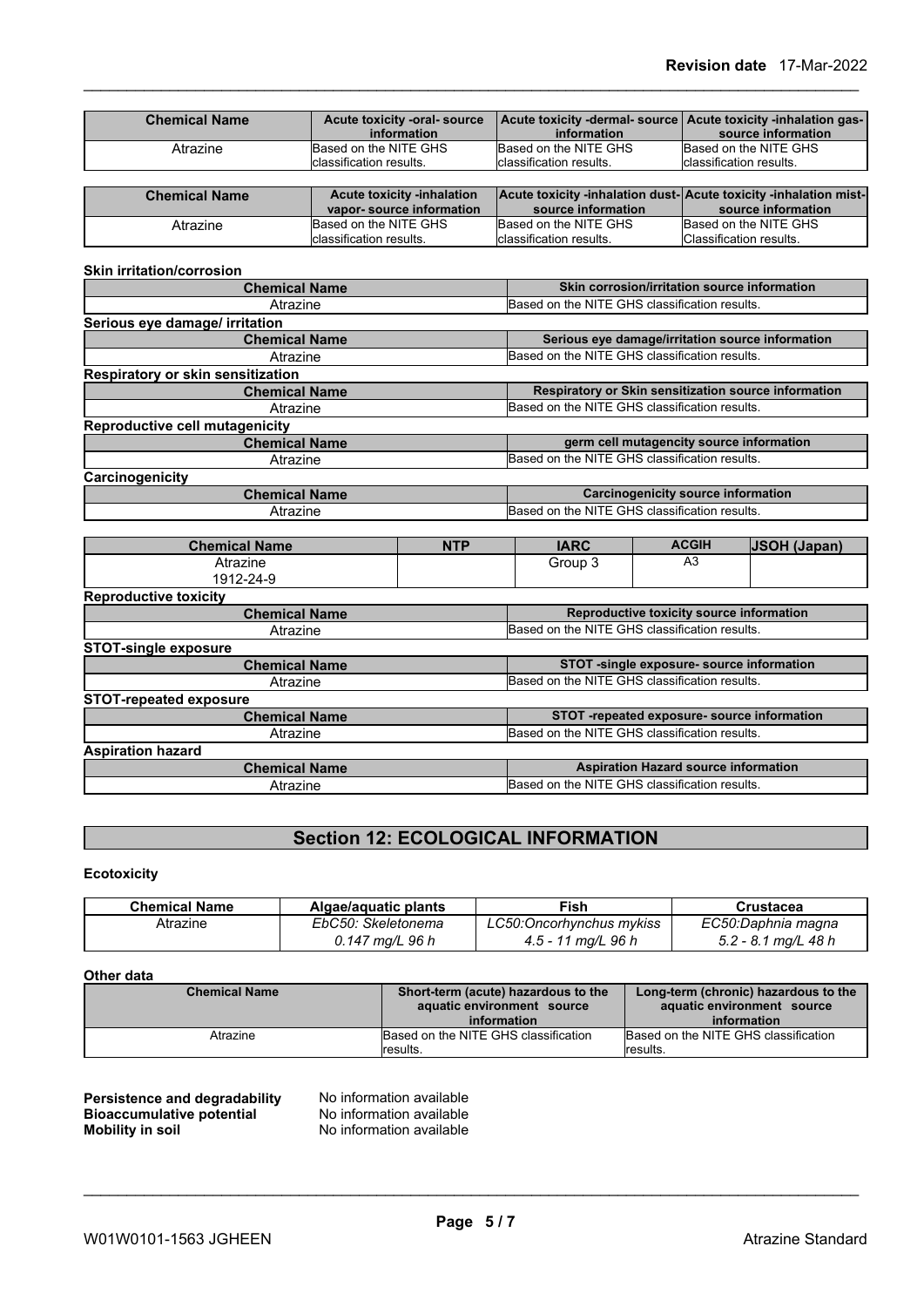| Chemical Name | Acute toxicity -oral- source information | Acute toxicity -dermal- source information | Acute toxicity -inhalation gas- source information |
|---|---|---|---|
| Atrazine | Based on the NITE GHS classification results. | Based on the NITE GHS classification results. | Based on the NITE GHS classification results. |

| Chemical Name | Acute toxicity -inhalation vapor- source information | Acute toxicity -inhalation dust- source information | Acute toxicity -inhalation mist- source information |
|---|---|---|---|
| Atrazine | Based on the NITE GHS classification results. | Based on the NITE GHS classification results. | Based on the NITE GHS Classification results. |

**Skin irritation/corrosion**

| Chemical Name | Skin corrosion/irritation source information |
|---|---|
| Atrazine | Based on the NITE GHS classification results. |

**Serious eye damage/ irritation**

| Chemical Name | Serious eye damage/irritation source information |
|---|---|
| Atrazine | Based on the NITE GHS classification results. |

**Respiratory or skin sensitization**

| Chemical Name | Respiratory or Skin sensitization source information |
|---|---|
| Atrazine | Based on the NITE GHS classification results. |

**Reproductive cell mutagenicity**

| Chemical Name | germ cell mutagencity source information |
|---|---|
| Atrazine | Based on the NITE GHS classification results. |

**Carcinogenicity**

| Chemical Name | Carcinogenicity source information |
|---|---|
| Atrazine | Based on the NITE GHS classification results. |

| Chemical Name | NTP | IARC | ACGIH | JSOH (Japan) |
|---|---|---|---|---|
| Atrazine 1912-24-9 | | Group 3 | A3 | |

**Reproductive toxicity**

| Chemical Name | Reproductive toxicity source information |
|---|---|
| Atrazine | Based on the NITE GHS classification results. |

**STOT-single exposure**

| Chemical Name | STOT -single exposure- source information |
|---|---|
| Atrazine | Based on the NITE GHS classification results. |

**STOT-repeated exposure**

| Chemical Name | STOT -repeated exposure- source information |
|---|---|
| Atrazine | Based on the NITE GHS classification results. |

**Aspiration hazard**

| Chemical Name | Aspiration Hazard source information |
|---|---|
| Atrazine | Based on the NITE GHS classification results. |

## Section 12: ECOLOGICAL INFORMATION

**Ecotoxicity**

| Chemical Name | Algae/aquatic plants | Fish | Crustacea |
|---|---|---|---|
| Atrazine | *EbC50: Skeletonema 0.147 mg/L 96 h* | *LC50:Oncorhynchus mykiss 4.5 - 11 mg/L 96 h* | *EC50:Daphnia magna 5.2 - 8.1 mg/L 48 h* |

**Other data**

| Chemical Name | Short-term (acute) hazardous to the aquatic environment source information | Long-term (chronic) hazardous to the aquatic environment source information |
|---|---|---|
| Atrazine | Based on the NITE GHS classification results. | Based on the NITE GHS classification results. |

**Persistence and degradability** No information available
**Bioaccumulative potential** No information available
**Mobility in soil** No information available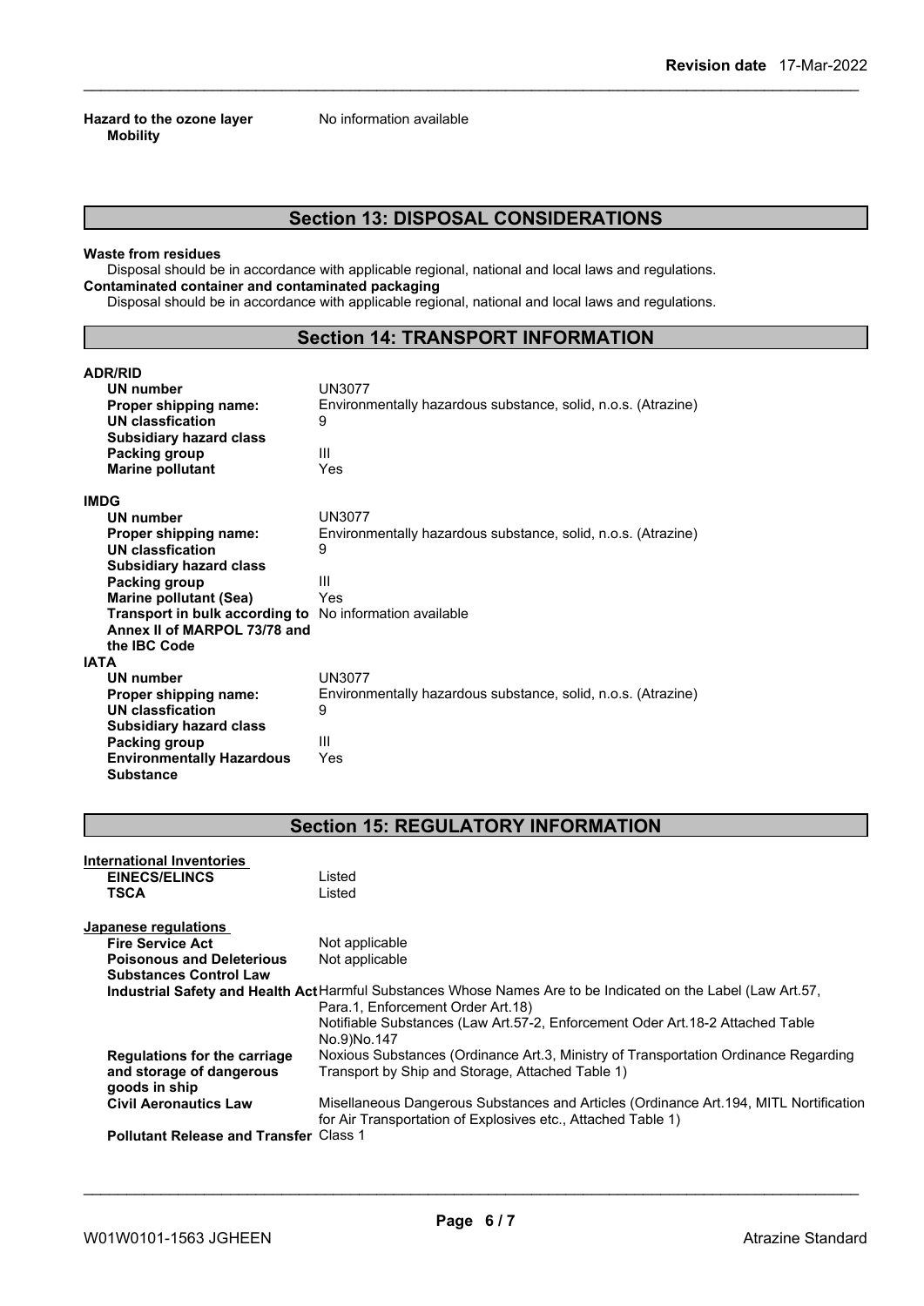**Hazard to the ozone layer** No information available

**Mobility**

## Section 13: DISPOSAL CONSIDERATIONS

**Waste from residues**

Disposal should be in accordance with applicable regional, national and local laws and regulations.

**Contaminated container and contaminated packaging**

Disposal should be in accordance with applicable regional, national and local laws and regulations.

## Section 14: TRANSPORT INFORMATION

**ADR/RID**

| | |
|---|---|
| **UN number** | UN3077 |
| **Proper shipping name:** | Environmentally hazardous substance, solid, n.o.s. (Atrazine) |
| **UN classfication** | 9 |
| **Subsidiary hazard class** | |
| **Packing group** | III |
| **Marine pollutant** | Yes |

**IMDG**

| | |
|---|---|
| **UN number** | UN3077 |
| **Proper shipping name:** | Environmentally hazardous substance, solid, n.o.s. (Atrazine) |
| **UN classfication** | 9 |
| **Subsidiary hazard class** | |
| **Packing group** | III |
| **Marine pollutant (Sea)** | Yes |
| **Transport in bulk according to Annex II of MARPOL 73/78 and the IBC Code** | No information available |

**IATA**

| | |
|---|---|
| **UN number** | UN3077 |
| **Proper shipping name:** | Environmentally hazardous substance, solid, n.o.s. (Atrazine) |
| **UN classfication** | 9 |
| **Subsidiary hazard class** | |
| **Packing group** | III |
| **Environmentally Hazardous Substance** | Yes |

## Section 15: REGULATORY INFORMATION

**International Inventories**

| | |
|---|---|
| **EINECS/ELINCS** | Listed |
| **TSCA** | Listed |

**Japanese regulations**

| | |
|---|---|
| **Fire Service Act** | Not applicable |
| **Poisonous and Deleterious Substances Control Law** | Not applicable |
| **Industrial Safety and Health Act** | Harmful Substances Whose Names Are to be Indicated on the Label (Law Art.57, Para.1, Enforcement Order Art.18)<br>Notifiable Substances (Law Art.57-2, Enforcement Oder Art.18-2 Attached Table No.9)No.147 |
| **Regulations for the carriage and storage of dangerous goods in ship** | Noxious Substances (Ordinance Art.3, Ministry of Transportation Ordinance Regarding Transport by Ship and Storage, Attached Table 1) |
| **Civil Aeronautics Law** | Misellaneous Dangerous Substances and Articles (Ordinance Art.194, MITL Notification for Air Transportation of Explosives etc., Attached Table 1) |
| **Pollutant Release and Transfer** | Class 1 |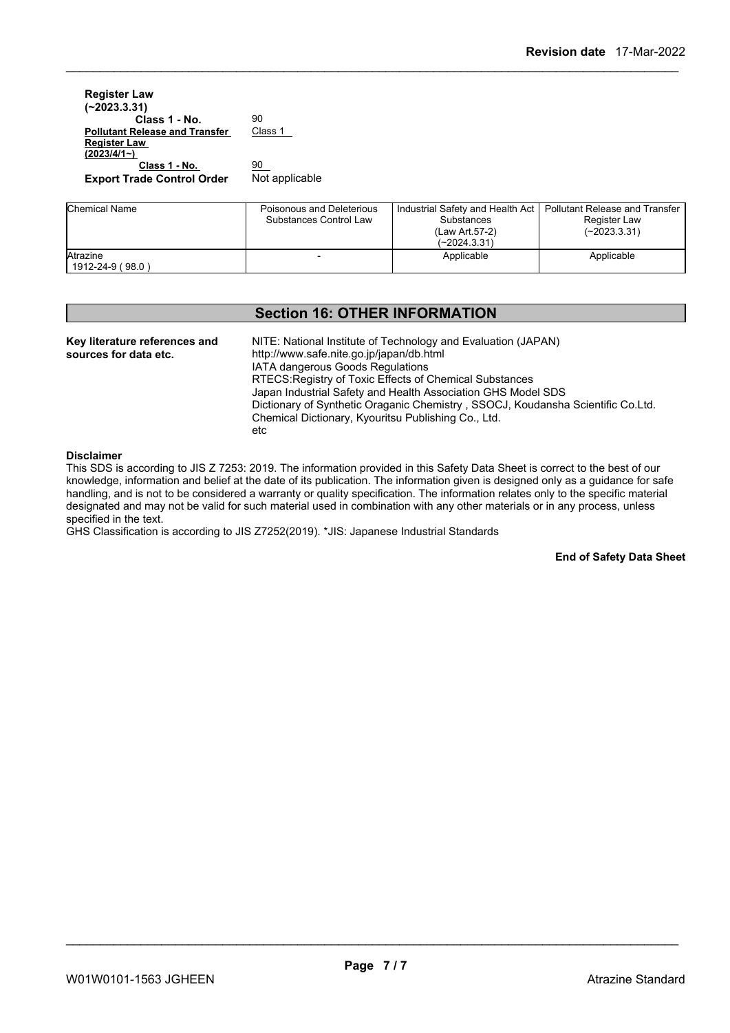**Register Law (~2023.3.31)**

**Class 1 - No.** 90

**Pollutant Release and Transfer Register Law (2023/4/1~)** Class 1

**Class 1 - No.** 90

**Export Trade Control Order** Not applicable

| Chemical Name | Poisonous and Deleterious Substances Control Law | Industrial Safety and Health Act Substances (Law Art.57-2) (~2024.3.31) | Pollutant Release and Transfer Register Law (~2023.3.31) |
|---|---|---|---|
| Atrazine 1912-24-9 ( 98.0 ) | - | Applicable | Applicable |

## Section 16: OTHER INFORMATION

**Key literature references and sources for data etc.**

NITE: National Institute of Technology and Evaluation (JAPAN)
http://www.safe.nite.go.jp/japan/db.html
IATA dangerous Goods Regulations
RTECS:Registry of Toxic Effects of Chemical Substances
Japan Industrial Safety and Health Association GHS Model SDS
Dictionary of Synthetic Oraganic Chemistry , SSOCJ, Koudansha Scientific Co.Ltd.
Chemical Dictionary, Kyouritsu Publishing Co., Ltd.
etc

**Disclaimer**

This SDS is according to JIS Z 7253: 2019. The information provided in this Safety Data Sheet is correct to the best of our knowledge, information and belief at the date of its publication. The information given is designed only as a guidance for safe handling, and is not to be considered a warranty or quality specification. The information relates only to the specific material designated and may not be valid for such material used in combination with any other materials or in any process, unless specified in the text.

GHS Classification is according to JIS Z7252(2019). *JIS: Japanese Industrial Standards

**End of Safety Data Sheet**